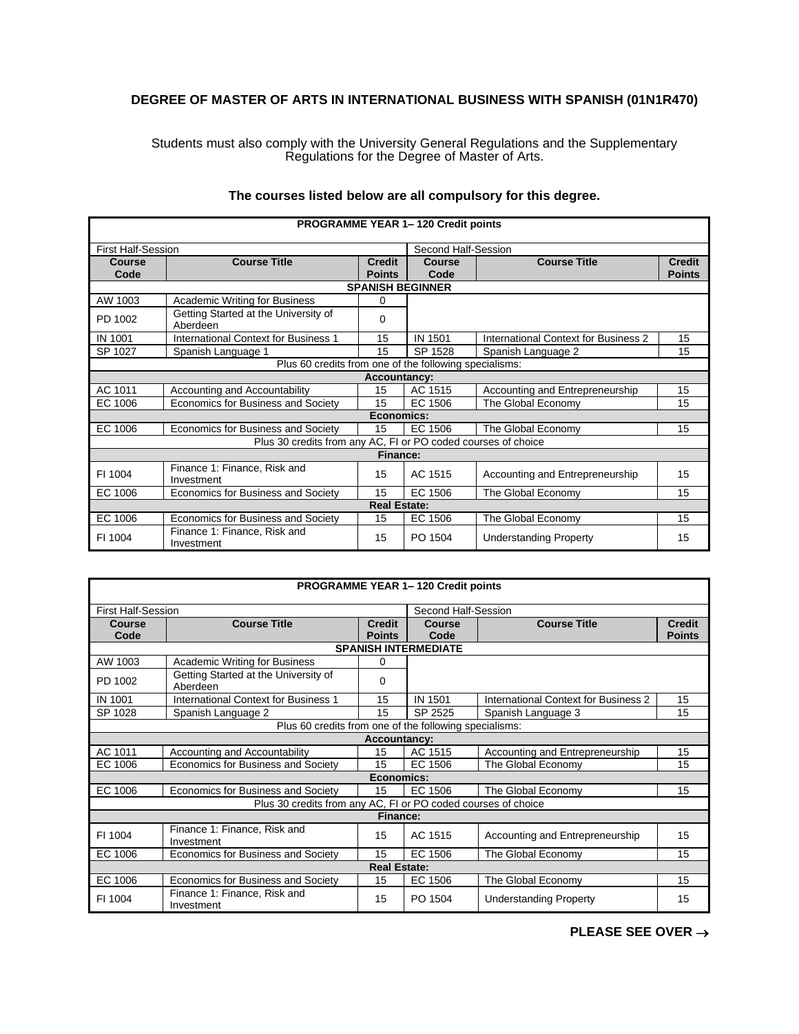# DEGREE OF MASTER OF ARTS IN INTERNATIONAL BUSINESS WITH SPANISH (01N1R470)

Students must also comply with the University General Regulations and the Supplementary Regulations for the Degree of Master of Arts.

**The courses listed below are all compulsory for this degree.**

| **PROGRAMME YEAR 1– 120 Credit points** | | | | | |
|---|---|---|---|---|---|
| First Half-Session | | | Second Half-Session | | |
| **Course Code** | **Course Title** | **Credit Points** | **Course Code** | **Course Title** | **Credit Points** |
| **SPANISH BEGINNER** | | | | | |
| AW 1003 | Academic Writing for Business | 0 | | | |
| PD 1002 | Getting Started at the University of Aberdeen | 0 | | | |
| IN 1001 | International Context for Business 1 | 15 | IN 1501 | International Context for Business 2 | 15 |
| SP 1027 | Spanish Language 1 | 15 | SP 1528 | Spanish Language 2 | 15 |
| Plus 60 credits from one of the following specialisms: | | | | | |
| **Accountancy:** | | | | | |
| AC 1011 | Accounting and Accountability | 15 | AC 1515 | Accounting and Entrepreneurship | 15 |
| EC 1006 | Economics for Business and Society | 15 | EC 1506 | The Global Economy | 15 |
| **Economics:** | | | | | |
| EC 1006 | Economics for Business and Society | 15 | EC 1506 | The Global Economy | 15 |
| Plus 30 credits from any AC, FI or PO coded courses of choice | | | | | |
| **Finance:** | | | | | |
| FI 1004 | Finance 1: Finance, Risk and Investment | 15 | AC 1515 | Accounting and Entrepreneurship | 15 |
| EC 1006 | Economics for Business and Society | 15 | EC 1506 | The Global Economy | 15 |
| **Real Estate:** | | | | | |
| EC 1006 | Economics for Business and Society | 15 | EC 1506 | The Global Economy | 15 |
| FI 1004 | Finance 1: Finance, Risk and Investment | 15 | PO 1504 | Understanding Property | 15 |

| **PROGRAMME YEAR 1– 120 Credit points** | | | | | |
|---|---|---|---|---|---|
| First Half-Session | | | Second Half-Session | | |
| **Course Code** | **Course Title** | **Credit Points** | **Course Code** | **Course Title** | **Credit Points** |
| **SPANISH INTERMEDIATE** | | | | | |
| AW 1003 | Academic Writing for Business | 0 | | | |
| PD 1002 | Getting Started at the University of Aberdeen | 0 | | | |
| IN 1001 | International Context for Business 1 | 15 | IN 1501 | International Context for Business 2 | 15 |
| SP 1028 | Spanish Language 2 | 15 | SP 2525 | Spanish Language 3 | 15 |
| Plus 60 credits from one of the following specialisms: | | | | | |
| **Accountancy:** | | | | | |
| AC 1011 | Accounting and Accountability | 15 | AC 1515 | Accounting and Entrepreneurship | 15 |
| EC 1006 | Economics for Business and Society | 15 | EC 1506 | The Global Economy | 15 |
| **Economics:** | | | | | |
| EC 1006 | Economics for Business and Society | 15 | EC 1506 | The Global Economy | 15 |
| Plus 30 credits from any AC, FI or PO coded courses of choice | | | | | |
| **Finance:** | | | | | |
| FI 1004 | Finance 1: Finance, Risk and Investment | 15 | AC 1515 | Accounting and Entrepreneurship | 15 |
| EC 1006 | Economics for Business and Society | 15 | EC 1506 | The Global Economy | 15 |
| **Real Estate:** | | | | | |
| EC 1006 | Economics for Business and Society | 15 | EC 1506 | The Global Economy | 15 |
| FI 1004 | Finance 1: Finance, Risk and Investment | 15 | PO 1504 | Understanding Property | 15 |

**PLEASE SEE OVER →**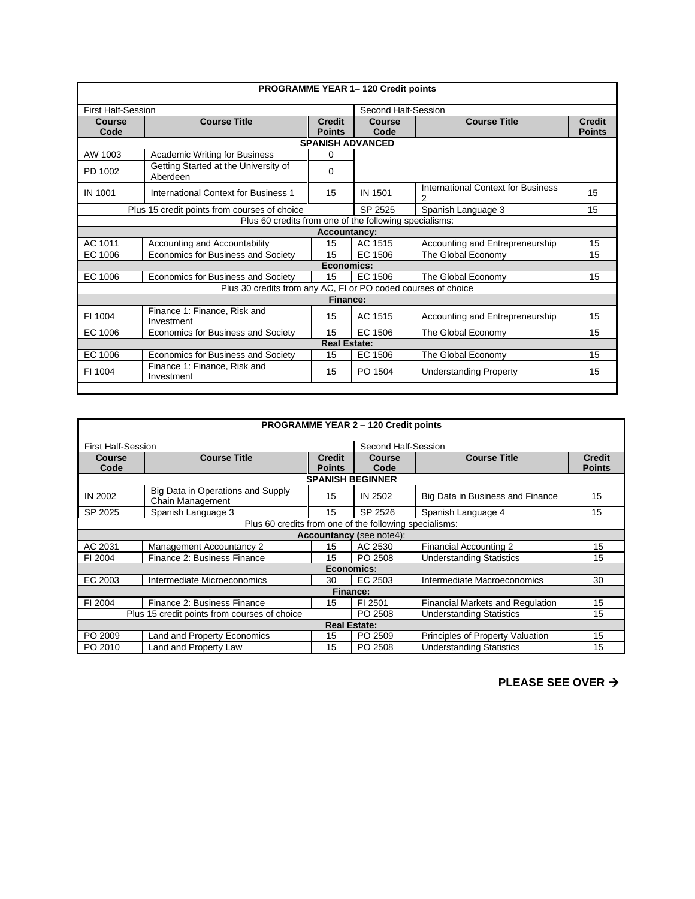| PROGRAMME YEAR 1– 120 Credit points | | | | | |
|---|---|---|---|---|---|
| First Half-Session | | | Second Half-Session | | |
| **Course Code** | **Course Title** | **Credit Points** | **Course Code** | **Course Title** | **Credit Points** |
| **SPANISH ADVANCED** | | | | | |
| AW 1003 | Academic Writing for Business | 0 | | | |
| PD 1002 | Getting Started at the University of Aberdeen | 0 | | | |
| IN 1001 | International Context for Business 1 | 15 | IN 1501 | International Context for Business 2 | 15 |
| Plus 15 credit points from courses of choice | | | SP 2525 | Spanish Language 3 | 15 |
| Plus 60 credits from one of the following specialisms: | | | | | |
| **Accountancy:** | | | | | |
| AC 1011 | Accounting and Accountability | 15 | AC 1515 | Accounting and Entrepreneurship | 15 |
| EC 1006 | Economics for Business and Society | 15 | EC 1506 | The Global Economy | 15 |
| **Economics:** | | | | | |
| EC 1006 | Economics for Business and Society | 15 | EC 1506 | The Global Economy | 15 |
| Plus 30 credits from any AC, FI or PO coded courses of choice | | | | | |
| **Finance:** | | | | | |
| FI 1004 | Finance 1: Finance, Risk and Investment | 15 | AC 1515 | Accounting and Entrepreneurship | 15 |
| EC 1006 | Economics for Business and Society | 15 | EC 1506 | The Global Economy | 15 |
| **Real Estate:** | | | | | |
| EC 1006 | Economics for Business and Society | 15 | EC 1506 | The Global Economy | 15 |
| FI 1004 | Finance 1: Finance, Risk and Investment | 15 | PO 1504 | Understanding Property | 15 |

| PROGRAMME YEAR 2 – 120 Credit points | | | | | |
|---|---|---|---|---|---|
| First Half-Session | | | Second Half-Session | | |
| **Course Code** | **Course Title** | **Credit Points** | **Course Code** | **Course Title** | **Credit Points** |
| **SPANISH BEGINNER** | | | | | |
| IN 2002 | Big Data in Operations and Supply Chain Management | 15 | IN 2502 | Big Data in Business and Finance | 15 |
| SP 2025 | Spanish Language 3 | 15 | SP 2526 | Spanish Language 4 | 15 |
| Plus 60 credits from one of the following specialisms: | | | | | |
| **Accountancy (**see note4): | | | | | |
| AC 2031 | Management Accountancy 2 | 15 | AC 2530 | Financial Accounting 2 | 15 |
| FI 2004 | Finance 2: Business Finance | 15 | PO 2508 | Understanding Statistics | 15 |
| **Economics:** | | | | | |
| EC 2003 | Intermediate Microeconomics | 30 | EC 2503 | Intermediate Macroeconomics | 30 |
| **Finance:** | | | | | |
| FI 2004 | Finance 2: Business Finance | 15 | FI 2501 | Financial Markets and Regulation | 15 |
| Plus 15 credit points from courses of choice | | | PO 2508 | Understanding Statistics | 15 |
| **Real Estate:** | | | | | |
| PO 2009 | Land and Property Economics | 15 | PO 2509 | Principles of Property Valuation | 15 |
| PO 2010 | Land and Property Law | 15 | PO 2508 | Understanding Statistics | 15 |

**PLEASE SEE OVER →**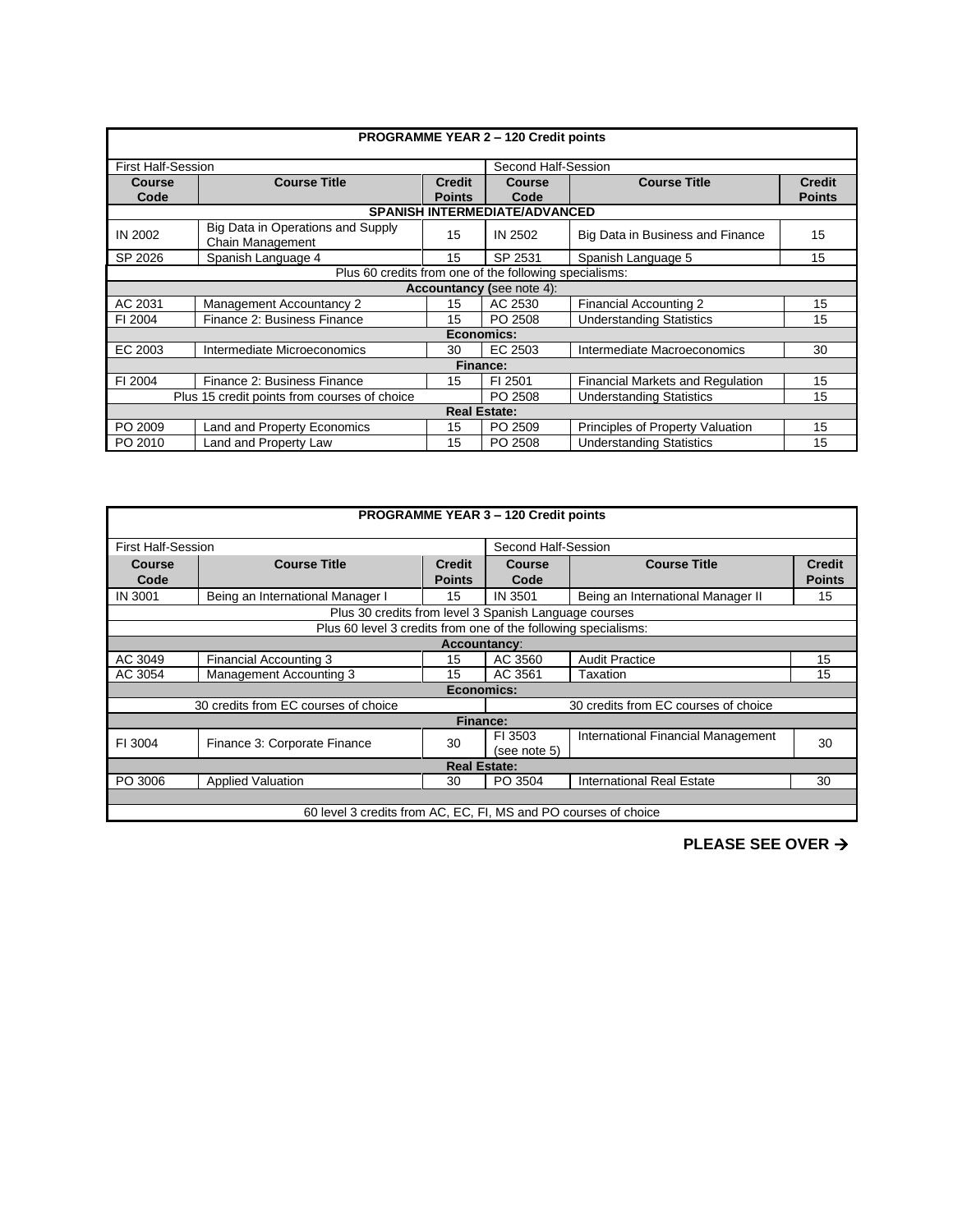| PROGRAMME YEAR 2 – 120 Credit points | | | | | |
|---|---|---|---|---|---|
| First Half-Session | | | Second Half-Session | | |
| **Course Code** | **Course Title** | **Credit Points** | **Course Code** | **Course Title** | **Credit Points** |
| **SPANISH INTERMEDIATE/ADVANCED** | | | | | |
| IN 2002 | Big Data in Operations and Supply Chain Management | 15 | IN 2502 | Big Data in Business and Finance | 15 |
| SP 2026 | Spanish Language 4 | 15 | SP 2531 | Spanish Language 5 | 15 |
| Plus 60 credits from one of the following specialisms: | | | | | |
| **Accountancy (**see note 4): | | | | | |
| AC 2031 | Management Accountancy 2 | 15 | AC 2530 | Financial Accounting 2 | 15 |
| FI 2004 | Finance 2: Business Finance | 15 | PO 2508 | Understanding Statistics | 15 |
| **Economics:** | | | | | |
| EC 2003 | Intermediate Microeconomics | 30 | EC 2503 | Intermediate Macroeconomics | 30 |
| **Finance:** | | | | | |
| FI 2004 | Finance 2: Business Finance | 15 | FI 2501 | Financial Markets and Regulation | 15 |
| Plus 15 credit points from courses of choice | | | PO 2508 | Understanding Statistics | 15 |
| **Real Estate:** | | | | | |
| PO 2009 | Land and Property Economics | 15 | PO 2509 | Principles of Property Valuation | 15 |
| PO 2010 | Land and Property Law | 15 | PO 2508 | Understanding Statistics | 15 |

| PROGRAMME YEAR 3 – 120 Credit points | | | | | |
|---|---|---|---|---|---|
| First Half-Session | | | Second Half-Session | | |
| **Course Code** | **Course Title** | **Credit Points** | **Course Code** | **Course Title** | **Credit Points** |
| IN 3001 | Being an International Manager I | 15 | IN 3501 | Being an International Manager II | 15 |
| Plus 30 credits from level 3 Spanish Language courses | | | | | |
| Plus 60 level 3 credits from one of the following specialisms: | | | | | |
| **Accountancy**: | | | | | |
| AC 3049 | Financial Accounting 3 | 15 | AC 3560 | Audit Practice | 15 |
| AC 3054 | Management Accounting 3 | 15 | AC 3561 | Taxation | 15 |
| **Economics:** | | | | | |
| 30 credits from EC courses of choice | | | 30 credits from EC courses of choice | | |
| **Finance:** | | | | | |
| FI 3004 | Finance 3: Corporate Finance | 30 | FI 3503 (see note 5) | International Financial Management | 30 |
| **Real Estate:** | | | | | |
| PO 3006 | Applied Valuation | 30 | PO 3504 | International Real Estate | 30 |
| | | | | | |
| 60 level 3 credits from AC, EC, FI, MS and PO courses of choice | | | | | |

**PLEASE SEE OVER →**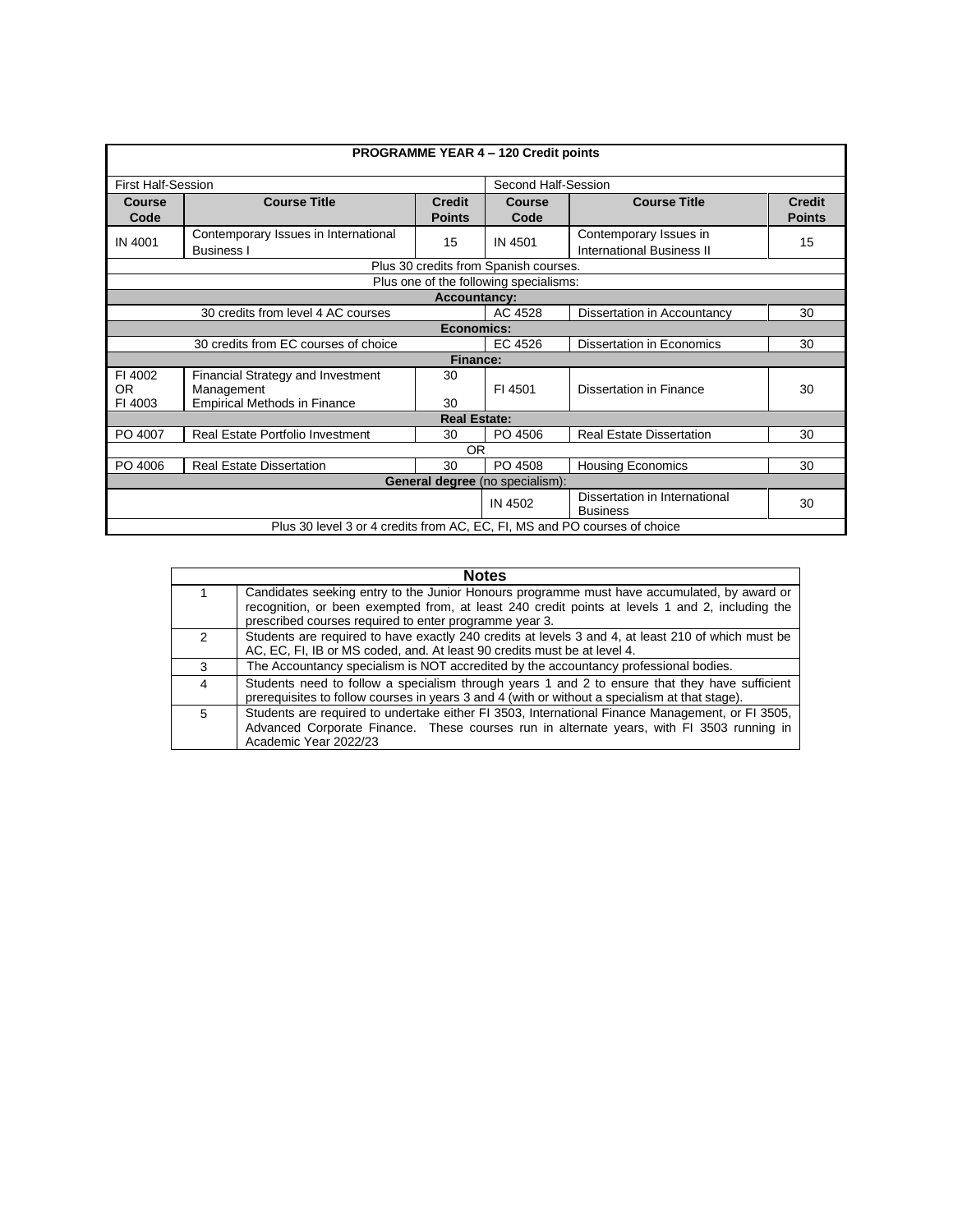| PROGRAMME YEAR 4 – 120 Credit points | | | | | |
|---|---|---|---|---|---|
| First Half-Session | | | Second Half-Session | | |
| **Course Code** | **Course Title** | **Credit Points** | **Course Code** | **Course Title** | **Credit Points** |
| IN 4001 | Contemporary Issues in International Business I | 15 | IN 4501 | Contemporary Issues in International Business II | 15 |
| Plus 30 credits from Spanish courses. | | | | | |
| Plus one of the following specialisms: | | | | | |
| **Accountancy:** | | | | | |
| 30 credits from level 4 AC courses | | | AC 4528 | Dissertation in Accountancy | 30 |
| **Economics:** | | | | | |
| 30 credits from EC courses of choice | | | EC 4526 | Dissertation in Economics | 30 |
| **Finance:** | | | | | |
| FI 4002 OR FI 4003 | Financial Strategy and Investment Management Empirical Methods in Finance | 30 30 | FI 4501 | Dissertation in Finance | 30 |
| **Real Estate:** | | | | | |
| PO 4007 | Real Estate Portfolio Investment | 30 | PO 4506 | Real Estate Dissertation | 30 |
| OR | | | | | |
| PO 4006 | Real Estate Dissertation | 30 | PO 4508 | Housing Economics | 30 |
| **General degree** (no specialism): | | | | | |
| | | | IN 4502 | Dissertation in International Business | 30 |
| Plus 30 level 3 or 4 credits from AC, EC, FI, MS and PO courses of choice | | | | | |

| **Notes** | |
|---|---|
| 1 | Candidates seeking entry to the Junior Honours programme must have accumulated, by award or recognition, or been exempted from, at least 240 credit points at levels 1 and 2, including the prescribed courses required to enter programme year 3. |
| 2 | Students are required to have exactly 240 credits at levels 3 and 4, at least 210 of which must be AC, EC, FI, IB or MS coded, and. At least 90 credits must be at level 4. |
| 3 | The Accountancy specialism is NOT accredited by the accountancy professional bodies. |
| 4 | Students need to follow a specialism through years 1 and 2 to ensure that they have sufficient prerequisites to follow courses in years 3 and 4 (with or without a specialism at that stage). |
| 5 | Students are required to undertake either FI 3503, International Finance Management, or FI 3505, Advanced Corporate Finance. These courses run in alternate years, with FI 3503 running in Academic Year 2022/23 |